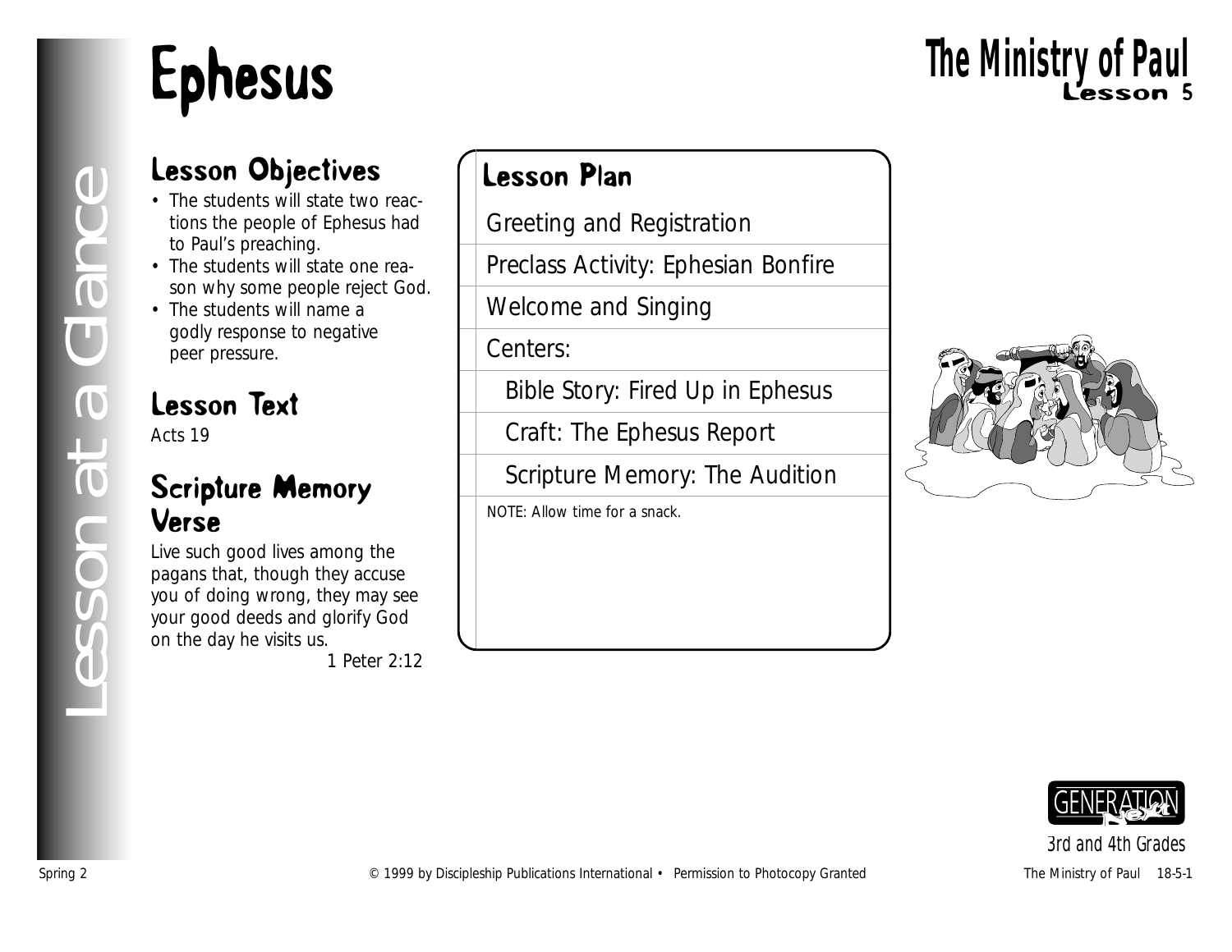# Ephesus

## The Ministry of Paul
### Lesson 5

Lesson at a Glance

## Lesson Objectives

- The students will state two reactions the people of Ephesus had to Paul's preaching.
- The students will state one reason why some people reject God.
- The students will name a godly response to negative peer pressure.

## Lesson Text

Acts 19

## Scripture Memory Verse

Live such good lives among the pagans that, though they accuse you of doing wrong, they may see your good deeds and glorify God on the day he visits us.

1 Peter 2:12

## Lesson Plan

Greeting and Registration

Preclass Activity: Ephesian Bonfire

Welcome and Singing

Centers:

- Bible Story: Fired Up in Ephesus
- Craft: The Ephesus Report
- Scripture Memory: The Audition

NOTE: Allow time for a snack.

GENERATION Next

3rd and 4th Grades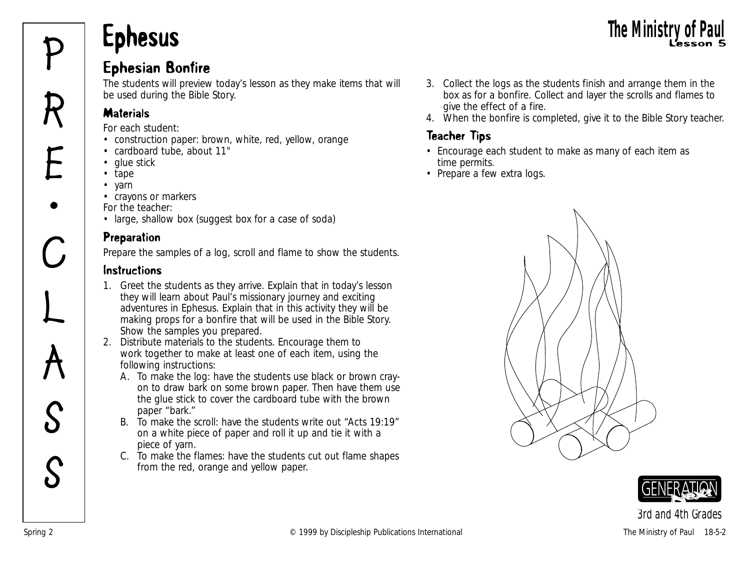# Ephesus

## Ephesian Bonfire

The students will preview today's lesson as they make items that will be used during the Bible Story.

### Materials

For each student:

- construction paper: brown, white, red, yellow, orange
- cardboard tube, about 11"
- glue stick
- tape
- yarn
- crayons or markers

For the teacher:

- large, shallow box (suggest box for a case of soda)

### Preparation

Prepare the samples of a log, scroll and flame to show the students.

### Instructions

1. Greet the students as they arrive. Explain that in today's lesson they will learn about Paul's missionary journey and exciting adventures in Ephesus. Explain that in this activity they will be making props for a bonfire that will be used in the Bible Story. Show the samples you prepared.
2. Distribute materials to the students. Encourage them to work together to make at least one of each item, using the following instructions:
   A. To make the log: have the students use black or brown crayon to draw bark on some brown paper. Then have them use the glue stick to cover the cardboard tube with the brown paper "bark."
   B. To make the scroll: have the students write out "Acts 19:19" on a white piece of paper and roll it up and tie it with a piece of yarn.
   C. To make the flames: have the students cut out flame shapes from the red, orange and yellow paper.
3. Collect the logs as the students finish and arrange them in the box as for a bonfire. Collect and layer the scrolls and flames to give the effect of a fire.
4. When the bonfire is completed, give it to the Bible Story teacher.

### Teacher Tips

- Encourage each student to make as many of each item as time permits.
- Prepare a few extra logs.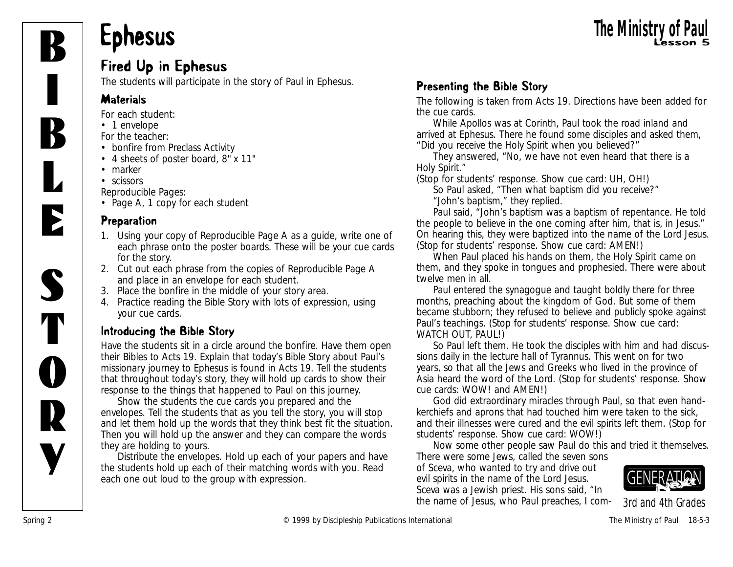# Ephesus

## Fired Up in Ephesus

The students will participate in the story of Paul in Ephesus.

### Materials

For each student:

- 1 envelope

For the teacher:

- bonfire from Preclass Activity
- 4 sheets of poster board, 8" x 11"
- marker
- scissors

Reproducible Pages:

- Page A, 1 copy for each student

### Preparation

1. Using your copy of Reproducible Page A as a guide, write one of each phrase onto the poster boards. These will be your cue cards for the story.
2. Cut out each phrase from the copies of Reproducible Page A and place in an envelope for each student.
3. Place the bonfire in the middle of your story area.
4. Practice reading the Bible Story with lots of expression, using your cue cards.

### Introducing the Bible Story

Have the students sit in a circle around the bonfire. Have them open their Bibles to Acts 19. Explain that today's Bible Story about Paul's missionary journey to Ephesus is found in Acts 19. Tell the students that throughout today's story, they will hold up cards to show their response to the things that happened to Paul on this journey.

Show the students the cue cards you prepared and the envelopes. Tell the students that as you tell the story, you will stop and let them hold up the words that they think best fit the situation. Then you will hold up the answer and they can compare the words they are holding to yours.

Distribute the envelopes. Hold up each of your papers and have the students hold up each of their matching words with you. Read each one out loud to the group with expression.

### Presenting the Bible Story

The following is taken from Acts 19. Directions have been added for the cue cards.

While Apollos was at Corinth, Paul took the road inland and arrived at Ephesus. There he found some disciples and asked them, "Did you receive the Holy Spirit when you believed?"

They answered, "No, we have not even heard that there is a Holy Spirit."

(Stop for students' response. Show cue card: UH, OH!)

So Paul asked, "Then what baptism did you receive?"

"John's baptism," they replied.

Paul said, "John's baptism was a baptism of repentance. He told the people to believe in the one coming after him, that is, in Jesus." On hearing this, they were baptized into the name of the Lord Jesus. (Stop for students' response. Show cue card: AMEN!)

When Paul placed his hands on them, the Holy Spirit came on them, and they spoke in tongues and prophesied. There were about twelve men in all.

Paul entered the synagogue and taught boldly there for three months, preaching about the kingdom of God. But some of them became stubborn; they refused to believe and publicly spoke against Paul's teachings. (Stop for students' response. Show cue card: WATCH OUT, PAUL!)

So Paul left them. He took the disciples with him and had discussions daily in the lecture hall of Tyrannus. This went on for two years, so that all the Jews and Greeks who lived in the province of Asia heard the word of the Lord. (Stop for students' response. Show cue cards: WOW! and AMEN!)

God did extraordinary miracles through Paul, so that even handkerchiefs and aprons that had touched him were taken to the sick, and their illnesses were cured and the evil spirits left them. (Stop for students' response. Show cue card: WOW!)

Now some other people saw Paul do this and tried it themselves. There were some Jews, called the seven sons of Sceva, who wanted to try and drive out evil spirits in the name of the Lord Jesus. Sceva was a Jewish priest. His sons said, "In the name of Jesus, who Paul preaches, I com-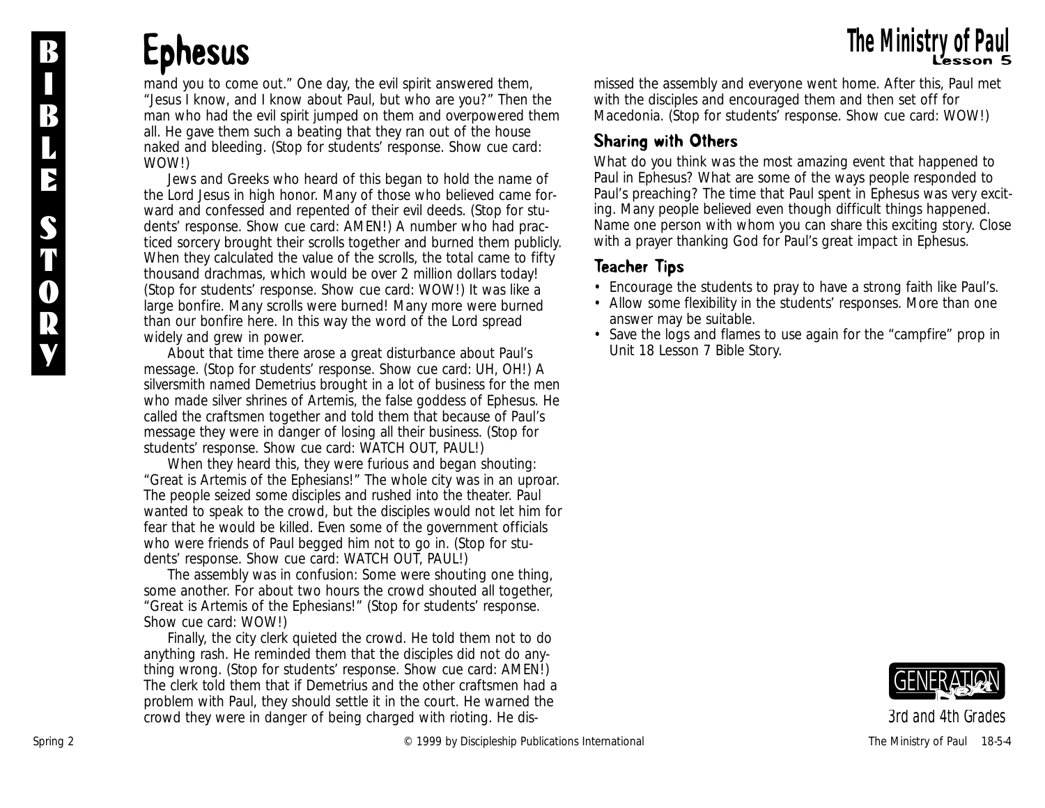# Ephesus

mand you to come out." One day, the evil spirit answered them, "Jesus I know, and I know about Paul, but who are you?" Then the man who had the evil spirit jumped on them and overpowered them all. He gave them such a beating that they ran out of the house naked and bleeding. (Stop for students' response. Show cue card: WOW!)

Jews and Greeks who heard of this began to hold the name of the Lord Jesus in high honor. Many of those who believed came forward and confessed and repented of their evil deeds. (Stop for students' response. Show cue card: AMEN!) A number who had practiced sorcery brought their scrolls together and burned them publicly. When they calculated the value of the scrolls, the total came to fifty thousand drachmas, which would be over 2 million dollars today! (Stop for students' response. Show cue card: WOW!) It was like a large bonfire. Many scrolls were burned! Many more were burned than our bonfire here. In this way the word of the Lord spread widely and grew in power.

About that time there arose a great disturbance about Paul's message. (Stop for students' response. Show cue card: UH, OH!) A silversmith named Demetrius brought in a lot of business for the men who made silver shrines of Artemis, the false goddess of Ephesus. He called the craftsmen together and told them that because of Paul's message they were in danger of losing all their business. (Stop for students' response. Show cue card: WATCH OUT, PAUL!)

When they heard this, they were furious and began shouting: "Great is Artemis of the Ephesians!" The whole city was in an uproar. The people seized some disciples and rushed into the theater. Paul wanted to speak to the crowd, but the disciples would not let him for fear that he would be killed. Even some of the government officials who were friends of Paul begged him not to go in. (Stop for students' response. Show cue card: WATCH OUT, PAUL!)

The assembly was in confusion: Some were shouting one thing, some another. For about two hours the crowd shouted all together, "Great is Artemis of the Ephesians!" (Stop for students' response. Show cue card: WOW!)

Finally, the city clerk quieted the crowd. He told them not to do anything rash. He reminded them that the disciples did not do anything wrong. (Stop for students' response. Show cue card: AMEN!) The clerk told them that if Demetrius and the other craftsmen had a problem with Paul, they should settle it in the court. He warned the crowd they were in danger of being charged with rioting. He dismissed the assembly and everyone went home. After this, Paul met with the disciples and encouraged them and then set off for Macedonia. (Stop for students' response. Show cue card: WOW!)

## Sharing with Others

What do you think was the most amazing event that happened to Paul in Ephesus? What are some of the ways people responded to Paul's preaching? The time that Paul spent in Ephesus was very exciting. Many people believed even though difficult things happened. Name one person with whom you can share this exciting story. Close with a prayer thanking God for Paul's great impact in Ephesus.

## Teacher Tips

- Encourage the students to pray to have a strong faith like Paul's.
- Allow some flexibility in the students' responses. More than one answer may be suitable.
- Save the logs and flames to use again for the "campfire" prop in Unit 18 Lesson 7 Bible Story.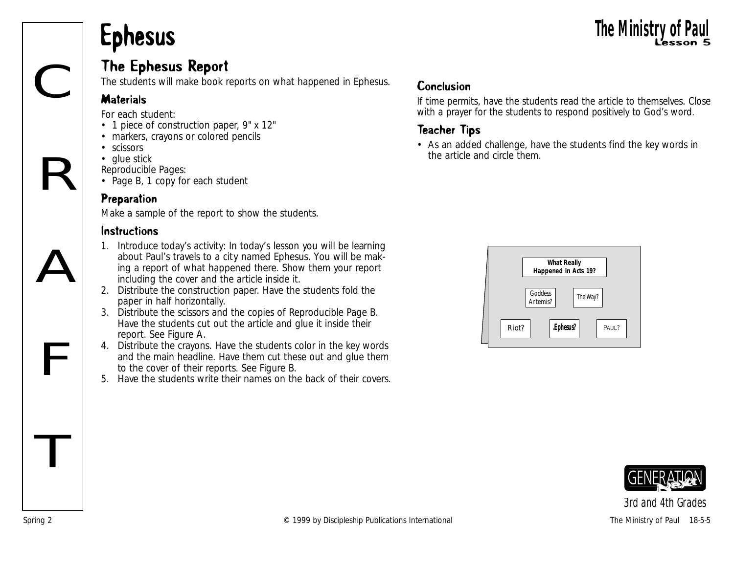# Ephesus

## The Ephesus Report

The students will make book reports on what happened in Ephesus.

### Materials

For each student:

- 1 piece of construction paper, 9" x 12"
- markers, crayons or colored pencils
- scissors
- glue stick

Reproducible Pages:

- Page B, 1 copy for each student

### Preparation

Make a sample of the report to show the students.

### Instructions

1. Introduce today's activity: In today's lesson you will be learning about Paul's travels to a city named Ephesus. You will be making a report of what happened there. Show them your report including the cover and the article inside it.
2. Distribute the construction paper. Have the students fold the paper in half horizontally.
3. Distribute the scissors and the copies of Reproducible Page B. Have the students cut out the article and glue it inside their report. See Figure A.
4. Distribute the crayons. Have the students color in the key words and the main headline. Have them cut these out and glue them to the cover of their reports. See Figure B.
5. Have the students write their names on the back of their covers.

### Conclusion

If time permits, have the students read the article to themselves. Close with a prayer for the students to respond positively to God's word.

### Teacher Tips

- As an added challenge, have the students find the key words in the article and circle them.

What Really Happened in Acts 19?

Goddess Artemis? The Way?

Riot? Ephesus? PAUL?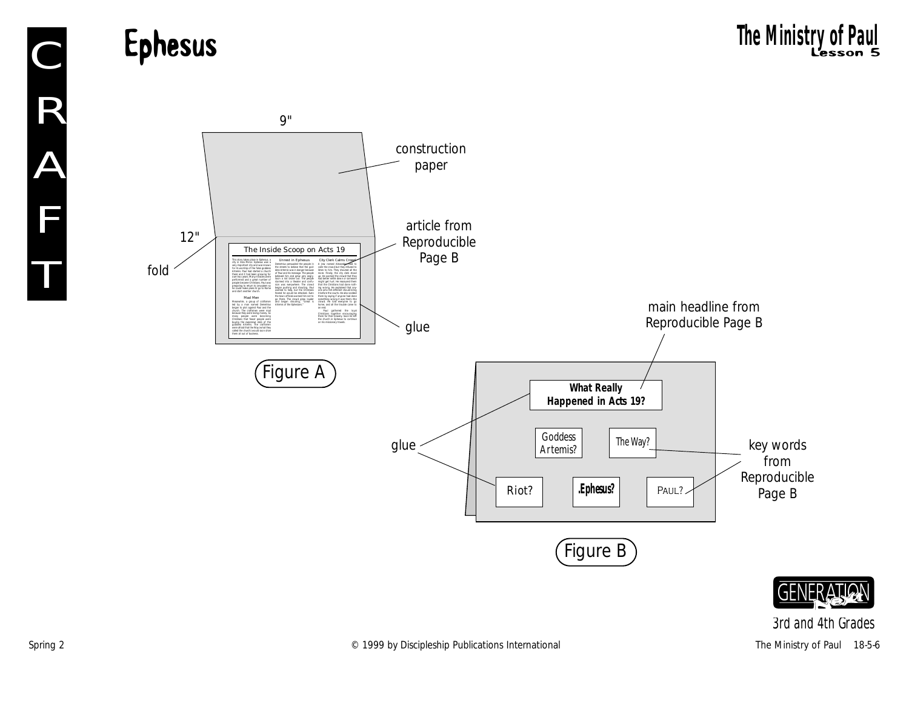# Ephesus

9"

construction paper

12"

fold

article from Reproducible Page B

The Inside Scoop on Acts 19

glue

Figure A

main headline from Reproducible Page B

What Really Happened in Acts 19?

Goddess Artemis?

The Way?

glue

key words from Reproducible Page B

Riot?

.Ephesus?

PAUL?

Figure B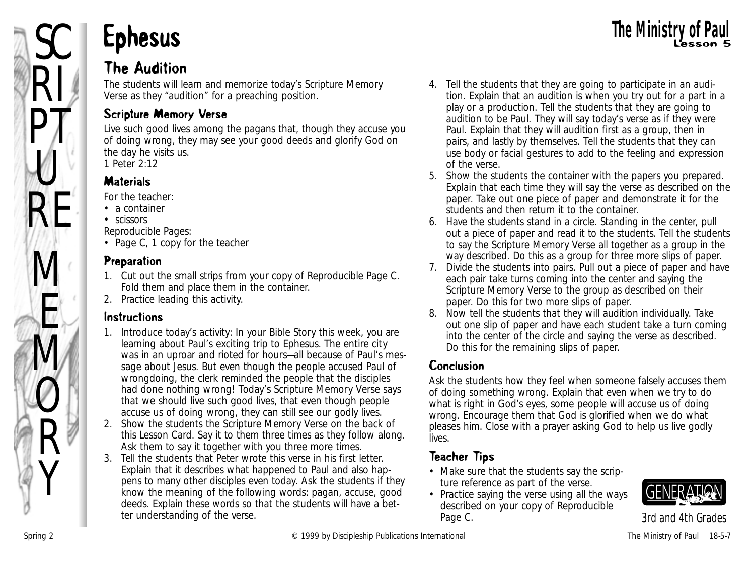# Ephesus

## The Audition

The students will learn and memorize today's Scripture Memory Verse as they "audition" for a preaching position.

### Scripture Memory Verse

Live such good lives among the pagans that, though they accuse you of doing wrong, they may see your good deeds and glorify God on the day he visits us.
1 Peter 2:12

### Materials

For the teacher:
- a container
- scissors

Reproducible Pages:
- Page C, 1 copy for the teacher

### Preparation

1. Cut out the small strips from your copy of Reproducible Page C. Fold them and place them in the container.
2. Practice leading this activity.

### Instructions

1. Introduce today's activity: In your Bible Story this week, you are learning about Paul's exciting trip to Ephesus. The entire city was in an uproar and rioted for hours—all because of Paul's message about Jesus. But even though the people accused Paul of wrongdoing, the clerk reminded the people that the disciples had done nothing wrong! Today's Scripture Memory Verse says that we should live such good lives, that even though people accuse us of doing wrong, they can still see our godly lives.
2. Show the students the Scripture Memory Verse on the back of this Lesson Card. Say it to them three times as they follow along. Ask them to say it together with you three more times.
3. Tell the students that Peter wrote this verse in his first letter. Explain that it describes what happened to Paul and also happens to many other disciples even today. Ask the students if they know the meaning of the following words: pagan, accuse, good deeds. Explain these words so that the students will have a better understanding of the verse.
4. Tell the students that they are going to participate in an audition. Explain that an audition is when you try out for a part in a play or a production. Tell the students that they are going to audition to be Paul. They will say today's verse as if they were Paul. Explain that they will audition first as a group, then in pairs, and lastly by themselves. Tell the students that they can use body or facial gestures to add to the feeling and expression of the verse.
5. Show the students the container with the papers you prepared. Explain that each time they will say the verse as described on the paper. Take out one piece of paper and demonstrate it for the students and then return it to the container.
6. Have the students stand in a circle. Standing in the center, pull out a piece of paper and read it to the students. Tell the students to say the Scripture Memory Verse all together as a group in the way described. Do this as a group for three more slips of paper.
7. Divide the students into pairs. Pull out a piece of paper and have each pair take turns coming into the center and saying the Scripture Memory Verse to the group as described on their paper. Do this for two more slips of paper.
8. Now tell the students that they will audition individually. Take out one slip of paper and have each student take a turn coming into the center of the circle and saying the verse as described. Do this for the remaining slips of paper.

### Conclusion

Ask the students how they feel when someone falsely accuses them of doing something wrong. Explain that even when we try to do what is right in God's eyes, some people will accuse us of doing wrong. Encourage them that God is glorified when we do what pleases him. Close with a prayer asking God to help us live godly lives.

### Teacher Tips

- Make sure that the students say the scripture reference as part of the verse.
- Practice saying the verse using all the ways described on your copy of Reproducible Page C.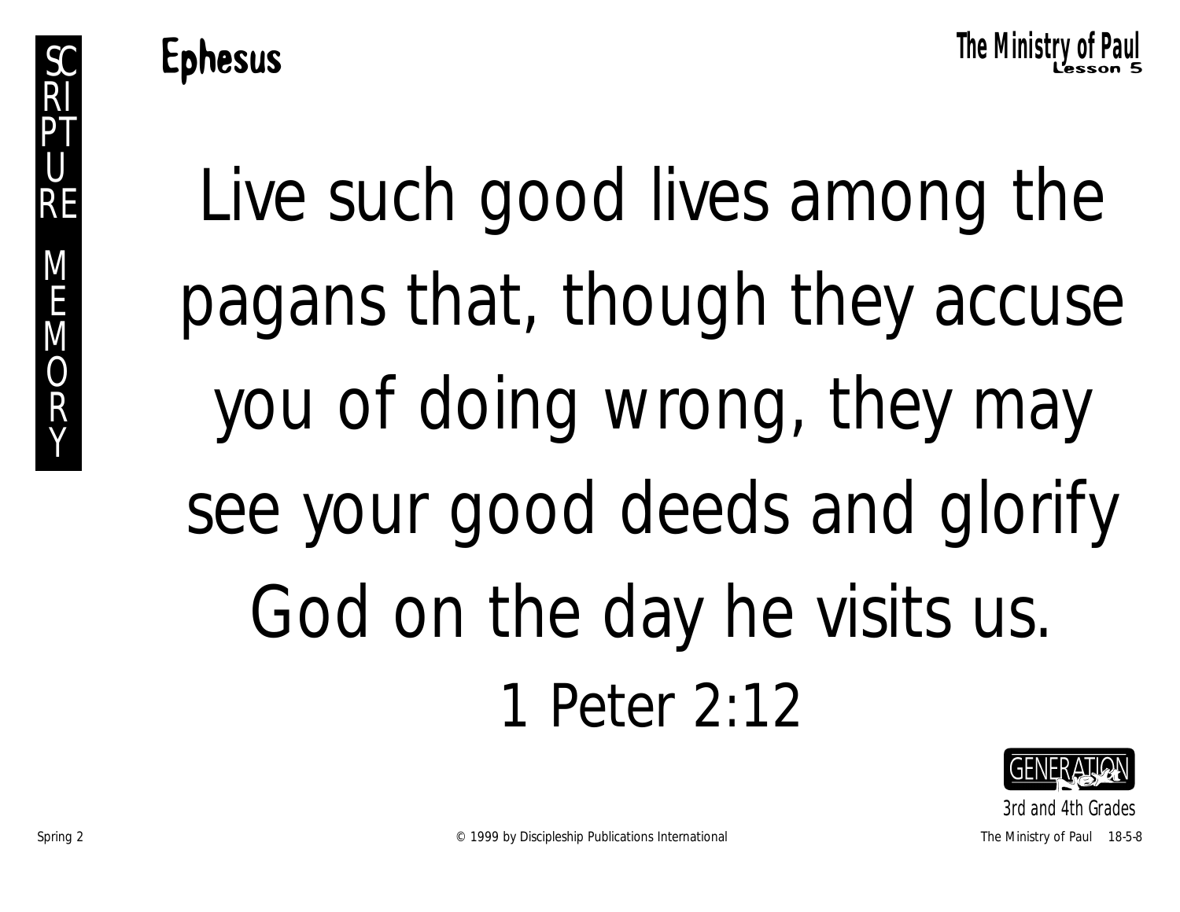# Ephesus

SCRIPTURE MEMORY

Live such good lives among the pagans that, though they accuse you of doing wrong, they may see your good deeds and glorify God on the day he visits us.

1 Peter 2:12

GENERATION next

3rd and 4th Grades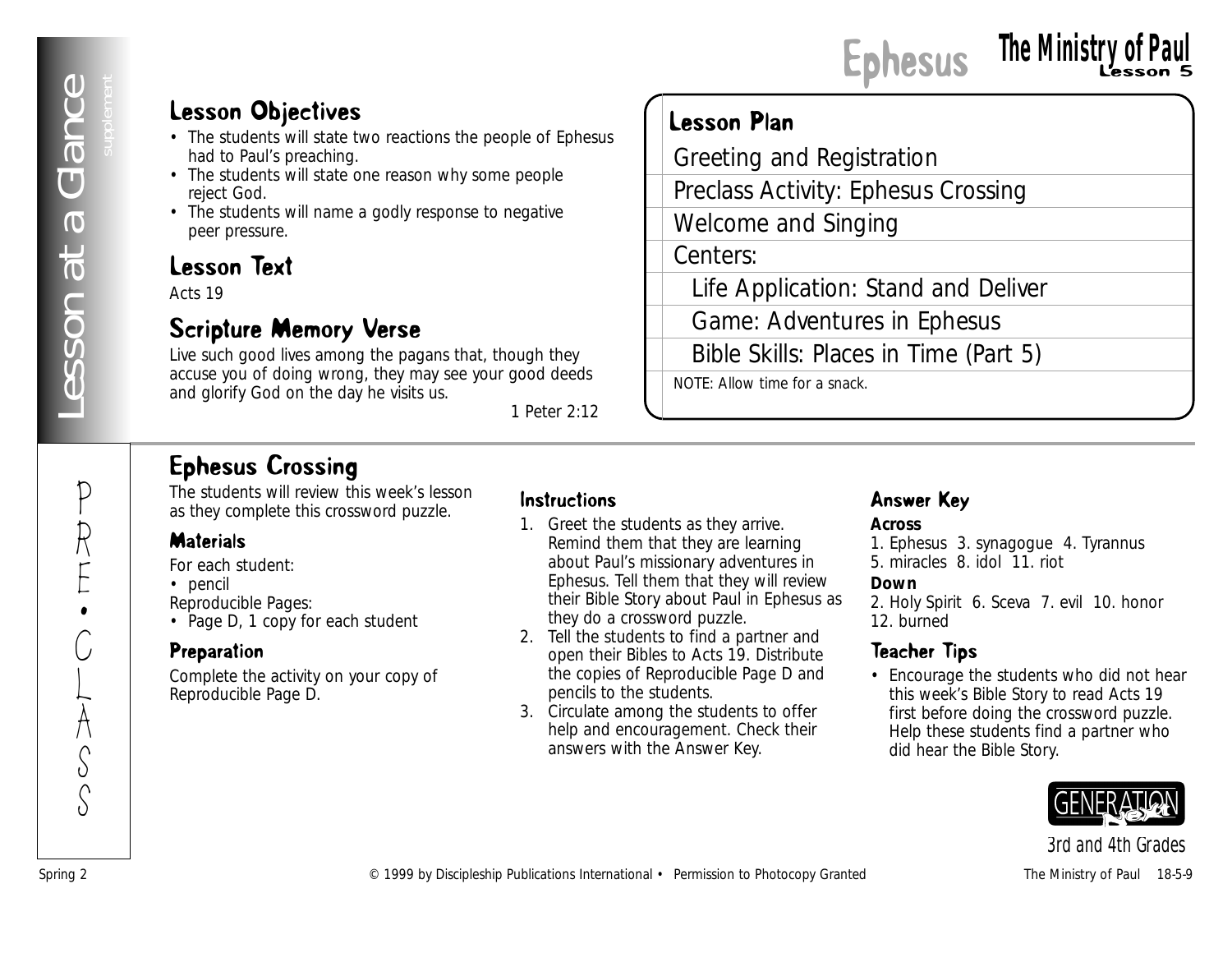# Ephesus

## The Ministry of Paul
Lesson 5

Lesson at a Glance supplement

## Lesson Objectives

- The students will state two reactions the people of Ephesus had to Paul's preaching.
- The students will state one reason why some people reject God.
- The students will name a godly response to negative peer pressure.

## Lesson Text

Acts 19

## Scripture Memory Verse

Live such good lives among the pagans that, though they accuse you of doing wrong, they may see your good deeds and glorify God on the day he visits us.

1 Peter 2:12

## Lesson Plan

- Greeting and Registration
- Preclass Activity: Ephesus Crossing
- Welcome and Singing
- Centers:
  - Life Application: Stand and Deliver
  - Game: Adventures in Ephesus
  - Bible Skills: Places in Time (Part 5)

NOTE: Allow time for a snack.

PRE•CLASS

## Ephesus Crossing

The students will review this week's lesson as they complete this crossword puzzle.

### Materials

For each student:
- pencil

Reproducible Pages:
- Page D, 1 copy for each student

### Preparation

Complete the activity on your copy of Reproducible Page D.

### Instructions

1. Greet the students as they arrive. Remind them that they are learning about Paul's missionary adventures in Ephesus. Tell them that they will review their Bible Story about Paul in Ephesus as they do a crossword puzzle.
2. Tell the students to find a partner and open their Bibles to Acts 19. Distribute the copies of Reproducible Page D and pencils to the students.
3. Circulate among the students to offer help and encouragement. Check their answers with the Answer Key.

### Answer Key

**Across**

1. Ephesus 3. synagogue 4. Tyrannus
5. miracles 8. idol 11. riot

**Down**

2. Holy Spirit 6. Sceva 7. evil 10. honor
12. burned

### Teacher Tips

- Encourage the students who did not hear this week's Bible Story to read Acts 19 first before doing the crossword puzzle. Help these students find a partner who did hear the Bible Story.

GENERATION Next
3rd and 4th Grades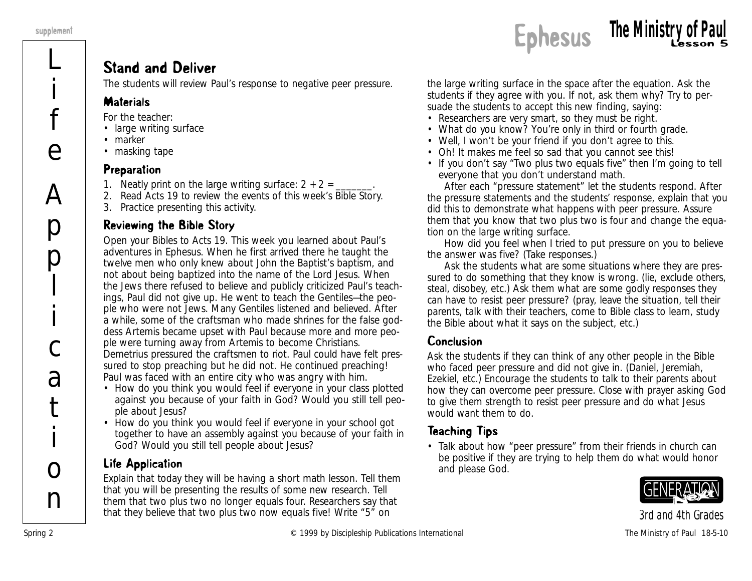# Ephesus — The Ministry of Paul, Lesson 5

## Life Application

## Stand and Deliver

The students will review Paul's response to negative peer pressure.

### Materials

For the teacher:

- large writing surface
- marker
- masking tape

### Preparation

1. Neatly print on the large writing surface: 2 + 2 = _______.
2. Read Acts 19 to review the events of this week's Bible Story.
3. Practice presenting this activity.

### Reviewing the Bible Story

Open your Bibles to Acts 19. This week you learned about Paul's adventures in Ephesus. When he first arrived there he taught the twelve men who only knew about John the Baptist's baptism, and not about being baptized into the name of the Lord Jesus. When the Jews there refused to believe and publicly criticized Paul's teachings, Paul did not give up. He went to teach the Gentiles—the people who were not Jews. Many Gentiles listened and believed. After a while, some of the craftsman who made shrines for the false goddess Artemis became upset with Paul because more and more people were turning away from Artemis to become Christians. Demetrius pressured the craftsmen to riot. Paul could have felt pressured to stop preaching but he did not. He continued preaching! Paul was faced with an entire city who was angry with him.

- How do you think you would feel if everyone in your class plotted against you because of your faith in God? Would you still tell people about Jesus?
- How do you think you would feel if everyone in your school got together to have an assembly against you because of your faith in God? Would you still tell people about Jesus?

### Life Application

Explain that today they will be having a short math lesson. Tell them that you will be presenting the results of some new research. Tell them that two plus two no longer equals four. Researchers say that that they believe that two plus two now equals five! Write "5" on the large writing surface in the space after the equation. Ask the students if they agree with you. If not, ask them why? Try to persuade the students to accept this new finding, saying:

- Researchers are very smart, so they must be right.
- What do you know? You're only in third or fourth grade.
- Well, I won't be your friend if you don't agree to this.
- Oh! It makes me feel so sad that you cannot see this!
- If you don't say "Two plus two equals five" then I'm going to tell everyone that you don't understand math.

After each "pressure statement" let the students respond. After the pressure statements and the students' response, explain that you did this to demonstrate what happens with peer pressure. Assure them that you know that two plus two is four and change the equation on the large writing surface.

How did you feel when I tried to put pressure on you to believe the answer was five? (Take responses.)

Ask the students what are some situations where they are pressured to do something that they know is wrong. (lie, exclude others, steal, disobey, etc.) Ask them what are some godly responses they can have to resist peer pressure? (pray, leave the situation, tell their parents, talk with their teachers, come to Bible class to learn, study the Bible about what it says on the subject, etc.)

### Conclusion

Ask the students if they can think of any other people in the Bible who faced peer pressure and did not give in. (Daniel, Jeremiah, Ezekiel, etc.) Encourage the students to talk to their parents about how they can overcome peer pressure. Close with prayer asking God to give them strength to resist peer pressure and do what Jesus would want them to do.

### Teaching Tips

- Talk about how "peer pressure" from their friends in church can be positive if they are trying to help them do what would honor and please God.

3rd and 4th Grades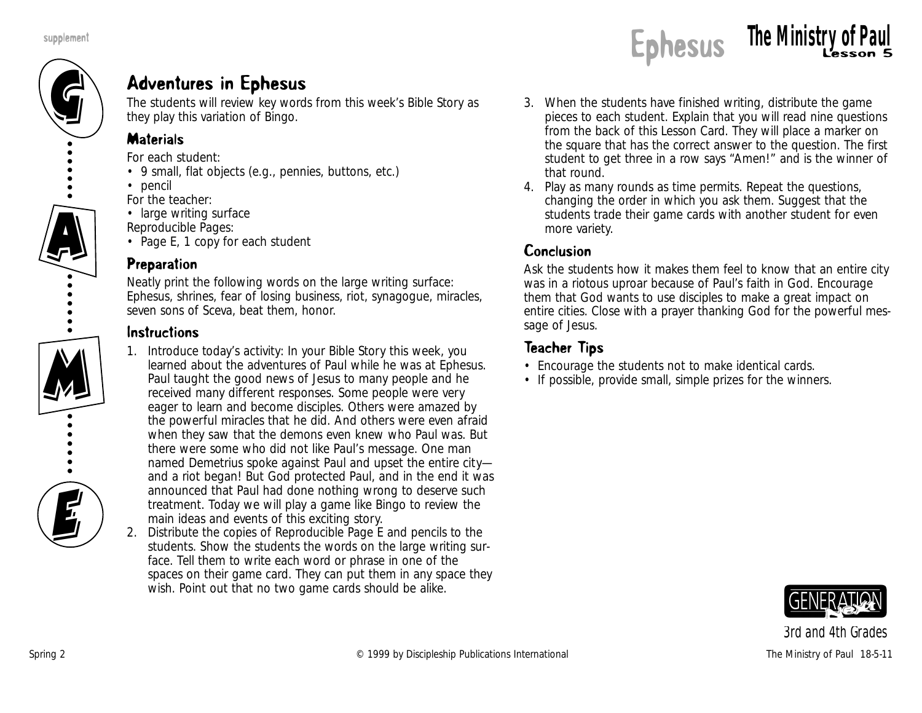## Adventures in Ephesus

The students will review key words from this week's Bible Story as they play this variation of Bingo.

### Materials

For each student:
- 9 small, flat objects (e.g., pennies, buttons, etc.)
- pencil

For the teacher:
- large writing surface

Reproducible Pages:
- Page E, 1 copy for each student

### Preparation

Neatly print the following words on the large writing surface: Ephesus, shrines, fear of losing business, riot, synagogue, miracles, seven sons of Sceva, beat them, honor.

### Instructions

1. Introduce today's activity: In your Bible Story this week, you learned about the adventures of Paul while he was at Ephesus. Paul taught the good news of Jesus to many people and he received many different responses. Some people were very eager to learn and become disciples. Others were amazed by the powerful miracles that he did. And others were even afraid when they saw that the demons even knew who Paul was. But there were some who did not like Paul's message. One man named Demetrius spoke against Paul and upset the entire city—and a riot began! But God protected Paul, and in the end it was announced that Paul had done nothing wrong to deserve such treatment. Today we will play a game like Bingo to review the main ideas and events of this exciting story.
2. Distribute the copies of Reproducible Page E and pencils to the students. Show the students the words on the large writing surface. Tell them to write each word or phrase in one of the spaces on their game card. They can put them in any space they wish. Point out that no two game cards should be alike.
3. When the students have finished writing, distribute the game pieces to each student. Explain that you will read nine questions from the back of this Lesson Card. They will place a marker on the square that has the correct answer to the question. The first student to get three in a row says "Amen!" and is the winner of that round.
4. Play as many rounds as time permits. Repeat the questions, changing the order in which you ask them. Suggest that the students trade their game cards with another student for even more variety.

### Conclusion

Ask the students how it makes them feel to know that an entire city was in a riotous uproar because of Paul's faith in God. Encourage them that God wants to use disciples to make a great impact on entire cities. Close with a prayer thanking God for the powerful message of Jesus.

### Teacher Tips

- Encourage the students not to make identical cards.
- If possible, provide small, simple prizes for the winners.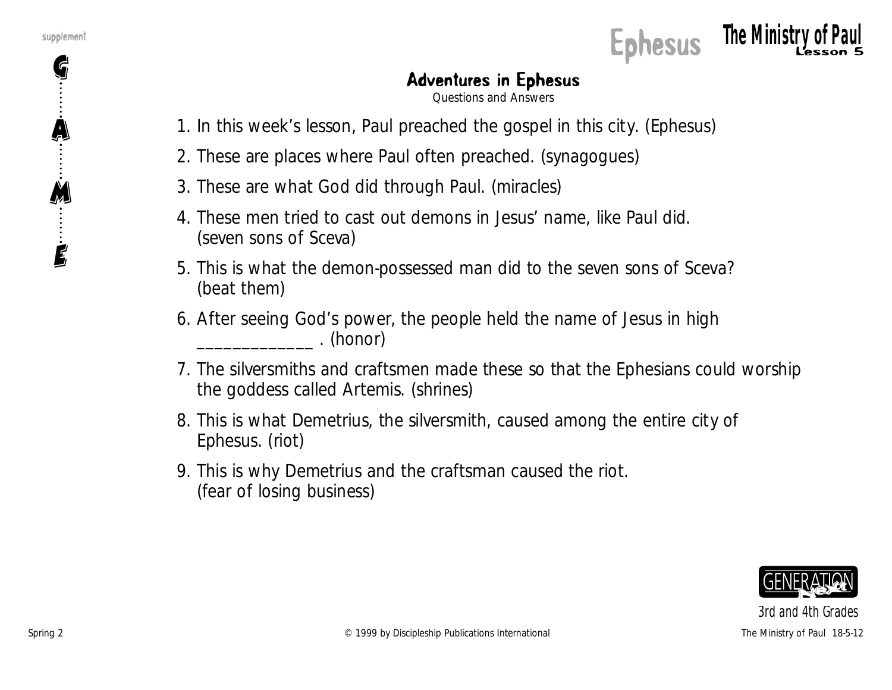## Adventures in Ephesus

*Questions and Answers*

1. In this week's lesson, Paul preached the gospel in this city. (Ephesus)
2. These are places where Paul often preached. (synagogues)
3. These are what God did through Paul. (miracles)
4. These men tried to cast out demons in Jesus' name, like Paul did. (seven sons of Sceva)
5. This is what the demon-possessed man did to the seven sons of Sceva? (beat them)
6. After seeing God's power, the people held the name of Jesus in high ____________ . (honor)
7. The silversmiths and craftsmen made these so that the Ephesians could worship the goddess called Artemis. (shrines)
8. This is what Demetrius, the silversmith, caused among the entire city of Ephesus. (riot)
9. This is why Demetrius and the craftsman caused the riot. (fear of losing business)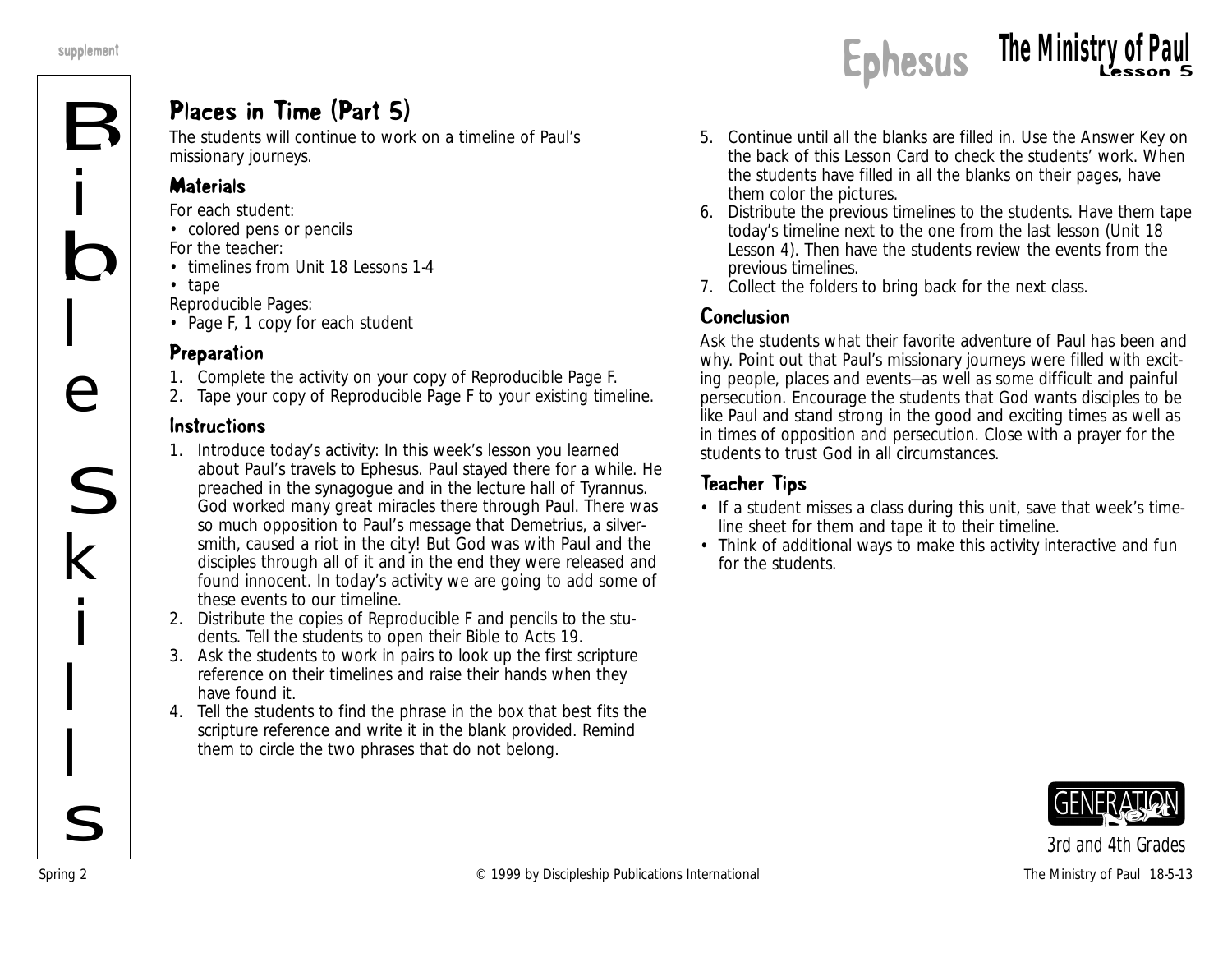# Places in Time (Part 5)

The students will continue to work on a timeline of Paul's missionary journeys.

## Materials

For each student:

- colored pens or pencils

For the teacher:

- timelines from Unit 18 Lessons 1-4
- tape

Reproducible Pages:

- Page F, 1 copy for each student

## Preparation

1. Complete the activity on your copy of Reproducible Page F.
2. Tape your copy of Reproducible Page F to your existing timeline.

## Instructions

1. Introduce today's activity: In this week's lesson you learned about Paul's travels to Ephesus. Paul stayed there for a while. He preached in the synagogue and in the lecture hall of Tyrannus. God worked many great miracles there through Paul. There was so much opposition to Paul's message that Demetrius, a silversmith, caused a riot in the city! But God was with Paul and the disciples through all of it and in the end they were released and found innocent. In today's activity we are going to add some of these events to our timeline.
2. Distribute the copies of Reproducible F and pencils to the students. Tell the students to open their Bible to Acts 19.
3. Ask the students to work in pairs to look up the first scripture reference on their timelines and raise their hands when they have found it.
4. Tell the students to find the phrase in the box that best fits the scripture reference and write it in the blank provided. Remind them to circle the two phrases that do not belong.
5. Continue until all the blanks are filled in. Use the Answer Key on the back of this Lesson Card to check the students' work. When the students have filled in all the blanks on their pages, have them color the pictures.
6. Distribute the previous timelines to the students. Have them tape today's timeline next to the one from the last lesson (Unit 18 Lesson 4). Then have the students review the events from the previous timelines.
7. Collect the folders to bring back for the next class.

## Conclusion

Ask the students what their favorite adventure of Paul has been and why. Point out that Paul's missionary journeys were filled with exciting people, places and events—as well as some difficult and painful persecution. Encourage the students that God wants disciples to be like Paul and stand strong in the good and exciting times as well as in times of opposition and persecution. Close with a prayer for the students to trust God in all circumstances.

## Teacher Tips

- If a student misses a class during this unit, save that week's timeline sheet for them and tape it to their timeline.
- Think of additional ways to make this activity interactive and fun for the students.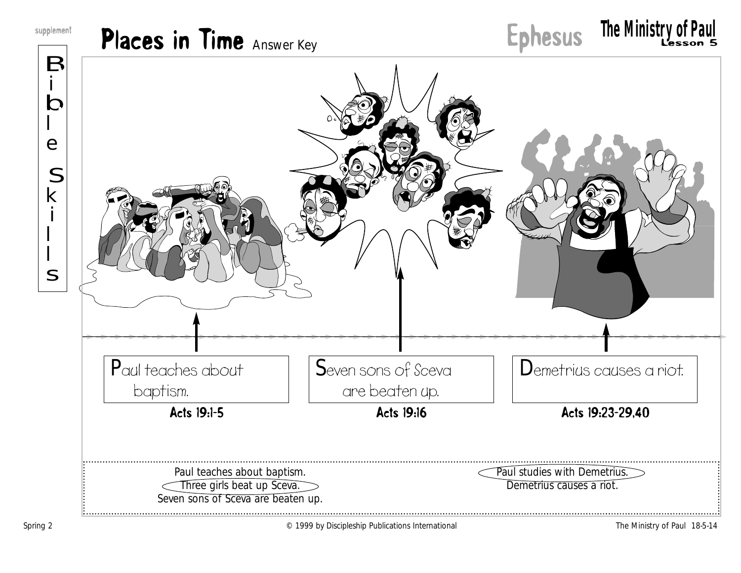# Places in Time Answer Key

**Ephesus** — **The Ministry of Paul** Lesson 5

Bible Skills

Paul teaches about baptism.
**Acts 19:1-5**

Seven sons of Sceva are beaten up.
**Acts 19:16**

Demetrius causes a riot.
**Acts 19:23-29,40**

Paul teaches about baptism.
Three girls beat up Sceva.
Seven sons of Sceva are beaten up.

Paul studies with Demetrius.
Demetrius causes a riot.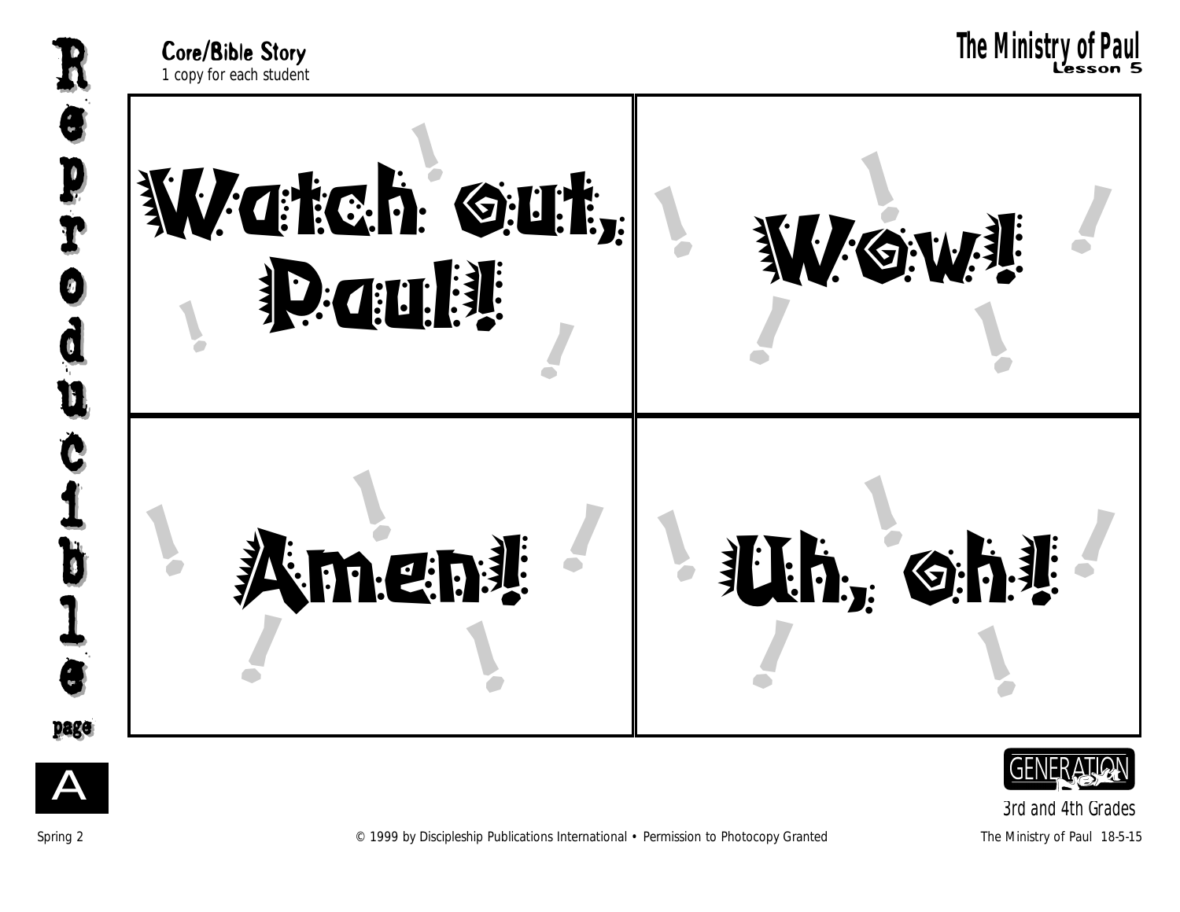**Core/Bible Story**
*1 copy for each student*

# The Ministry of Paul
**Lesson 5**

**Reproducible page A**

| | |
|---|---|
| Watch out, Paul! | Wow! |
| Amen! | Uh, oh! |

GENERATION next
3rd and 4th Grades

© 1999 by Discipleship Publications International • Permission to Photocopy Granted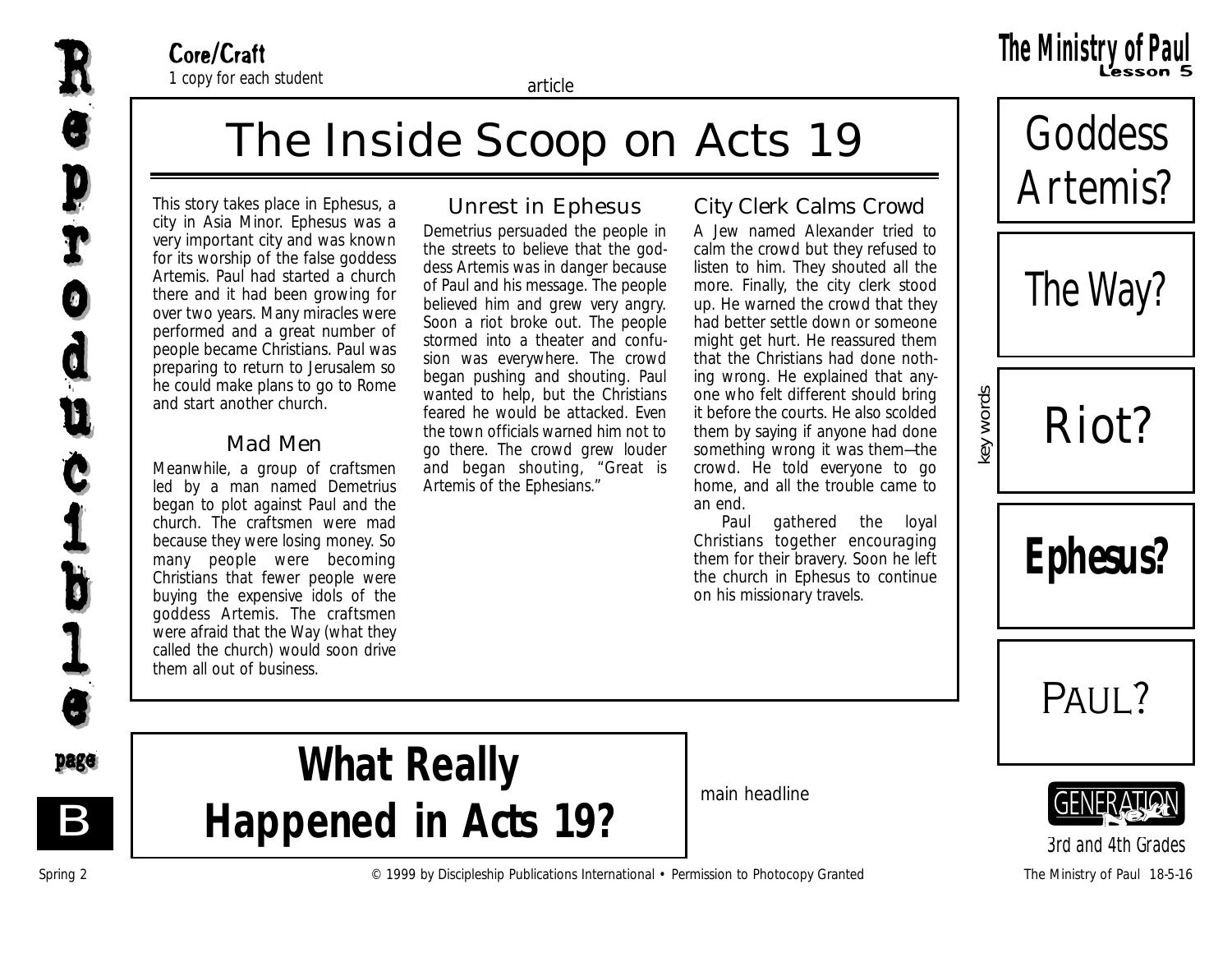**Core/Craft**
1 copy for each student

article

# The Inside Scoop on Acts 19

This story takes place in Ephesus, a city in Asia Minor. Ephesus was a very important city and was known for its worship of the false goddess Artemis. Paul had started a church there and it had been growing for over two years. Many miracles were performed and a great number of people became Christians. Paul was preparing to return to Jerusalem so he could make plans to go to Rome and start another church.

## Mad Men

Meanwhile, a group of craftsmen led by a man named Demetrius began to plot against Paul and the church. The craftsmen were mad because they were losing money. So many people were becoming Christians that fewer people were buying the expensive idols of the goddess Artemis. The craftsmen were afraid that the Way (what they called the church) would soon drive them all out of business.

## Unrest in Ephesus

Demetrius persuaded the people in the streets to believe that the goddess Artemis was in danger because of Paul and his message. The people believed him and grew very angry. Soon a riot broke out. The people stormed into a theater and confusion was everywhere. The crowd began pushing and shouting. Paul wanted to help, but the Christians feared he would be attacked. Even the town officials warned him not to go there. The crowd grew louder and began shouting, "Great is Artemis of the Ephesians."

## City Clerk Calms Crowd

A Jew named Alexander tried to calm the crowd but they refused to listen to him. They shouted all the more. Finally, the city clerk stood up. He warned the crowd that they had better settle down or someone might get hurt. He reassured them that the Christians had done nothing wrong. He explained that anyone who felt different should bring it before the courts. He also scolded them by saying if anyone had done something wrong it was them—the crowd. He told everyone to go home, and all the trouble came to an end.

Paul gathered the loyal Christians together encouraging them for their bravery. Soon he left the church in Ephesus to continue on his missionary travels.

key words

Goddess Artemis?

The Way?

Riot?

**Ephesus?**

PAUL?

# What Really Happened in Acts 19?

main headline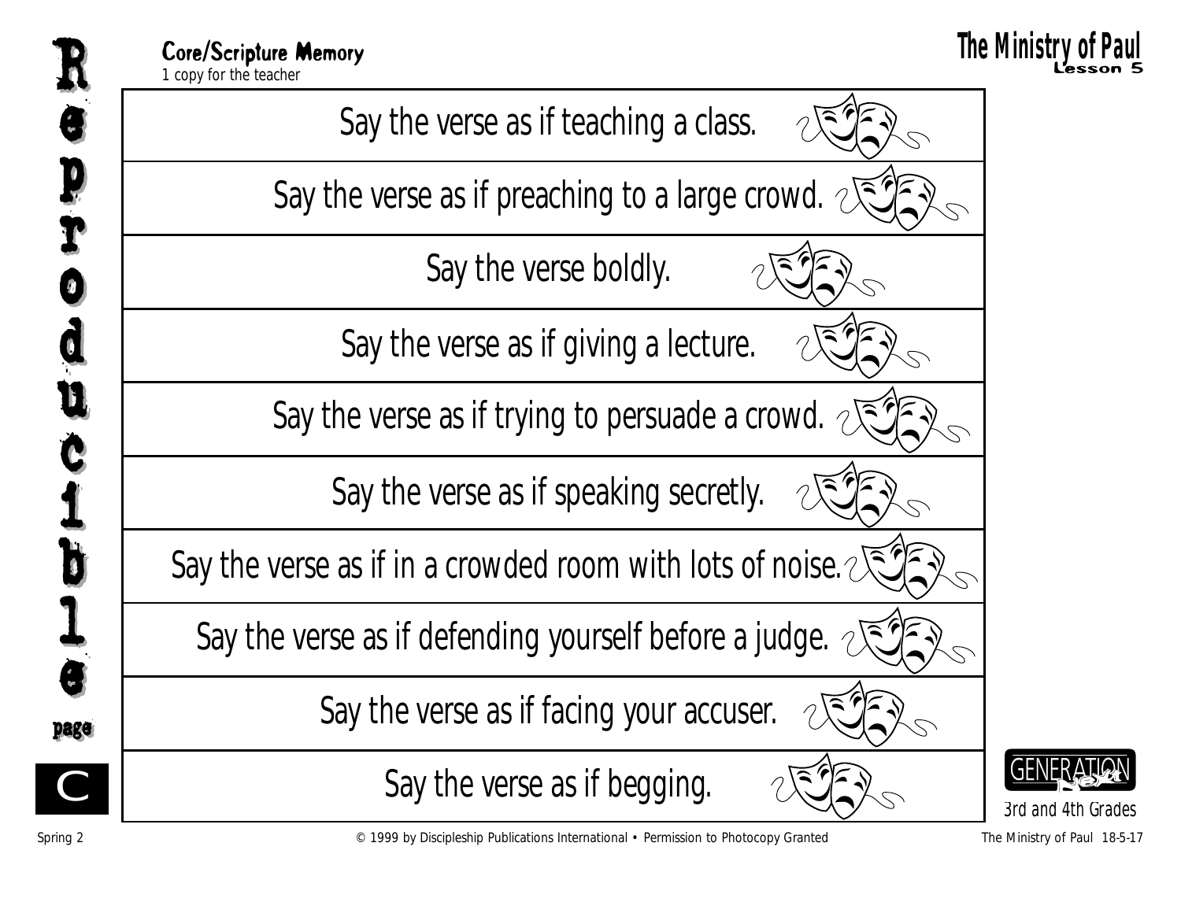**Core/Scripture Memory**
*1 copy for the teacher*

## The Ministry of Paul
**Lesson 5**

| |
|---|
| Say the verse as if teaching a class. |
| Say the verse as if preaching to a large crowd. |
| Say the verse boldly. |
| Say the verse as if giving a lecture. |
| Say the verse as if trying to persuade a crowd. |
| Say the verse as if speaking secretly. |
| Say the verse as if in a crowded room with lots of noise. |
| Say the verse as if defending yourself before a judge. |
| Say the verse as if facing your accuser. |
| Say the verse as if begging. |

Reproducible page C

GENERATION Next
3rd and 4th Grades

© 1999 by Discipleship Publications International • Permission to Photocopy Granted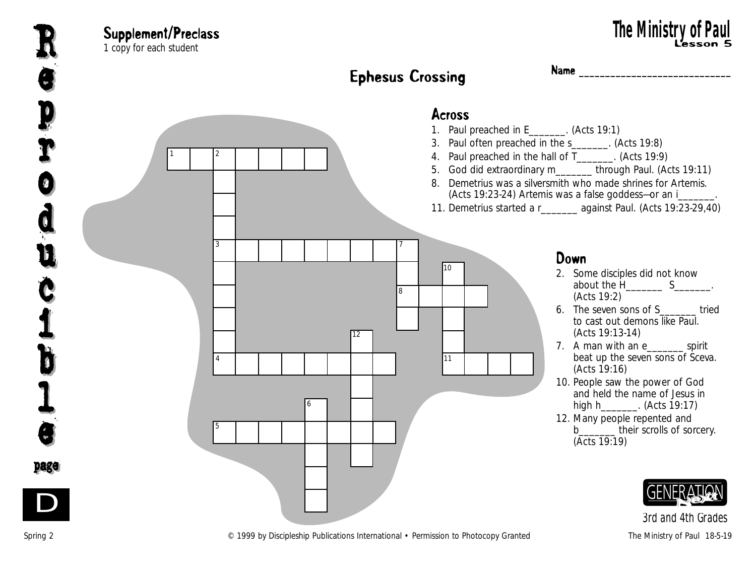## Supplement/Preclass

*1 copy for each student*

# The Ministry of Paul

**Lesson 5**

## Ephesus Crossing

**Name** _______________________________

### Across

1. Paul preached in E_______. (Acts 19:1)
3. Paul often preached in the s_______. (Acts 19:8)
4. Paul preached in the hall of T_______. (Acts 19:9)
5. God did extraordinary m_______ through Paul. (Acts 19:11)
8. Demetrius was a silversmith who made shrines for Artemis. (Acts 19:23-24) Artemis was a false goddess—or an i_______.
11. Demetrius started a r_______ against Paul. (Acts 19:23-29,40)

### Down

2. Some disciples did not know about the H_______ S_______. (Acts 19:2)
6. The seven sons of S_______ tried to cast out demons like Paul. (Acts 19:13-14)
7. A man with an e_______ spirit beat up the seven sons of Sceva. (Acts 19:16)
10. People saw the power of God and held the name of Jesus in high h_______. (Acts 19:17)
12. Many people repented and b_______ their scrolls of sorcery. (Acts 19:19)

Reproducible page D

3rd and 4th Grades

Spring 2 © 1999 by Discipleship Publications International • Permission to Photocopy Granted The Ministry of Paul 18-5-19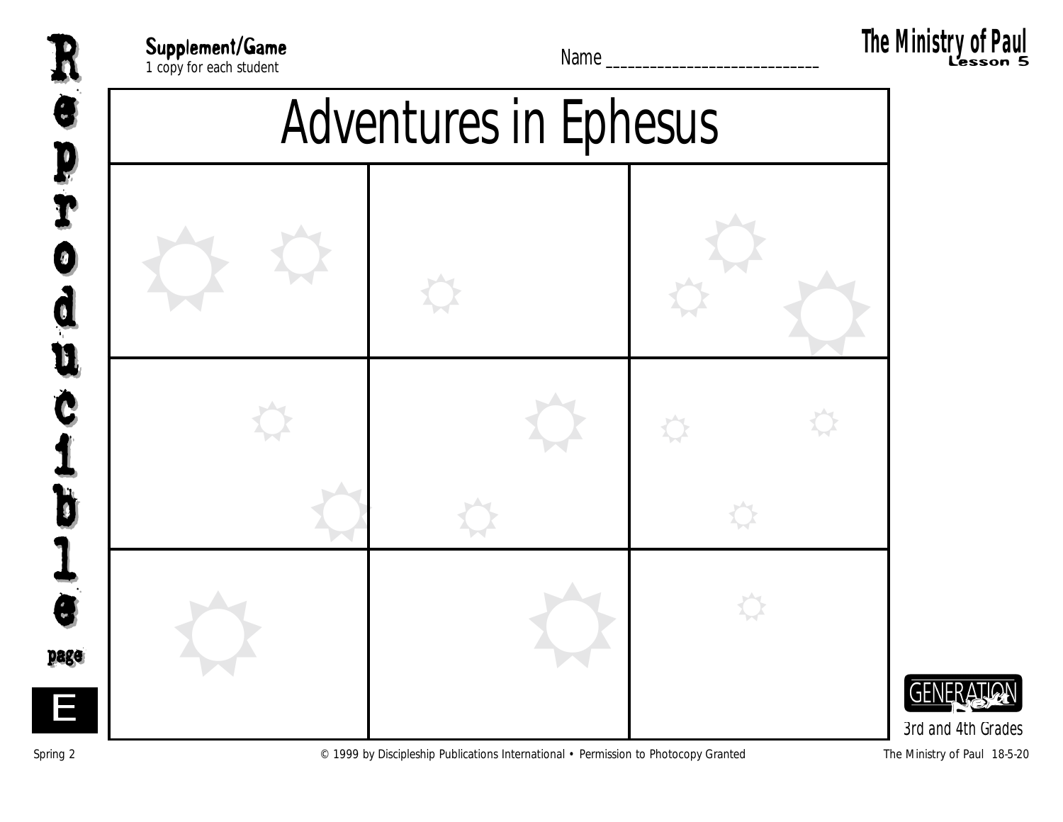**Supplement/Game**
1 copy for each student

Name ___________________________

# Adventures in Ephesus

| | | |
|---|---|---|
| | | |
| | | |
| | | |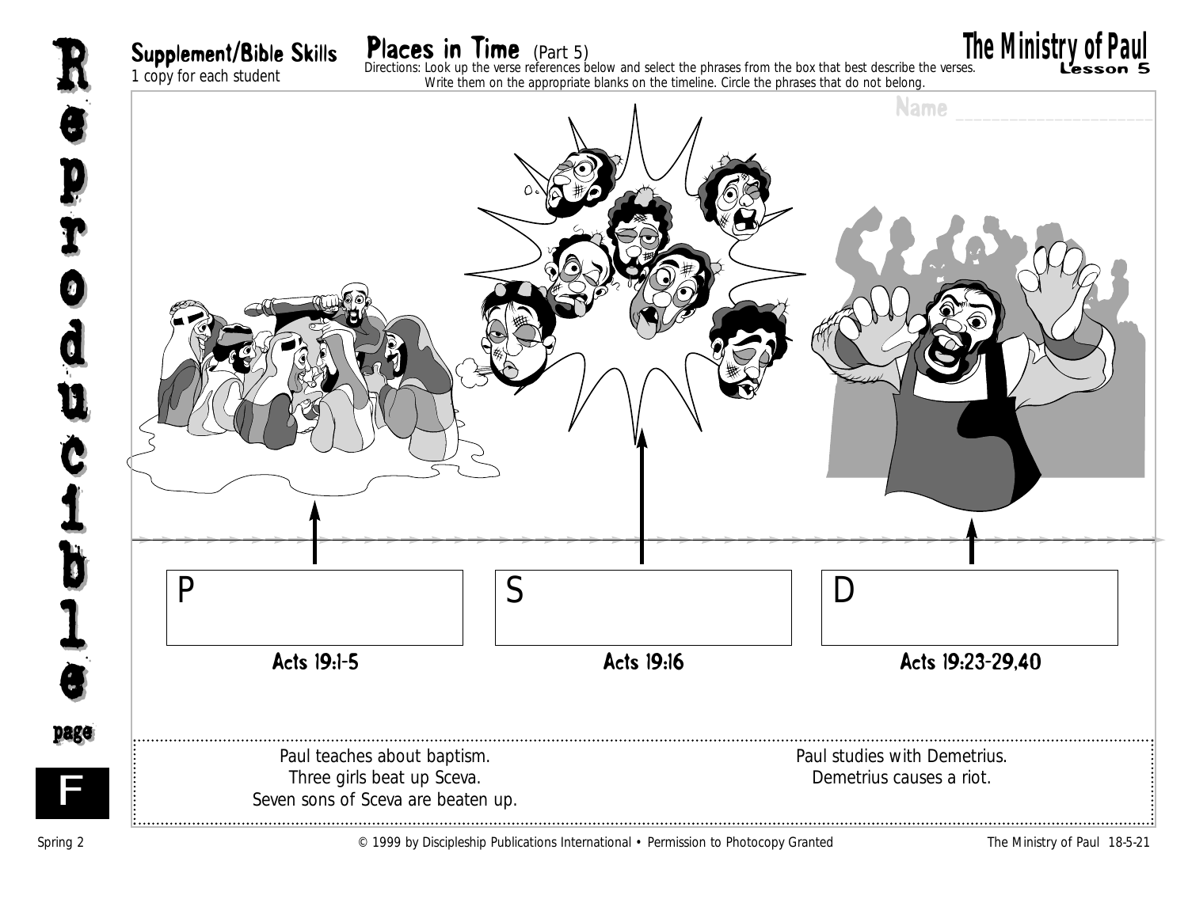**Supplement/Bible Skills**
1 copy for each student

# Places in Time (Part 5)

Directions: Look up the verse references below and select the phrases from the box that best describe the verses. Write them on the appropriate blanks on the timeline. Circle the phrases that do not belong.

**The Ministry of Paul**
**Lesson 5**

Name ______________________

P

Acts 19:1-5

S

Acts 19:16

D

Acts 19:23-29,40

Paul teaches about baptism.
Three girls beat up Sceva.
Seven sons of Sceva are beaten up.
Paul studies with Demetrius.
Demetrius causes a riot.

Reproducible page F